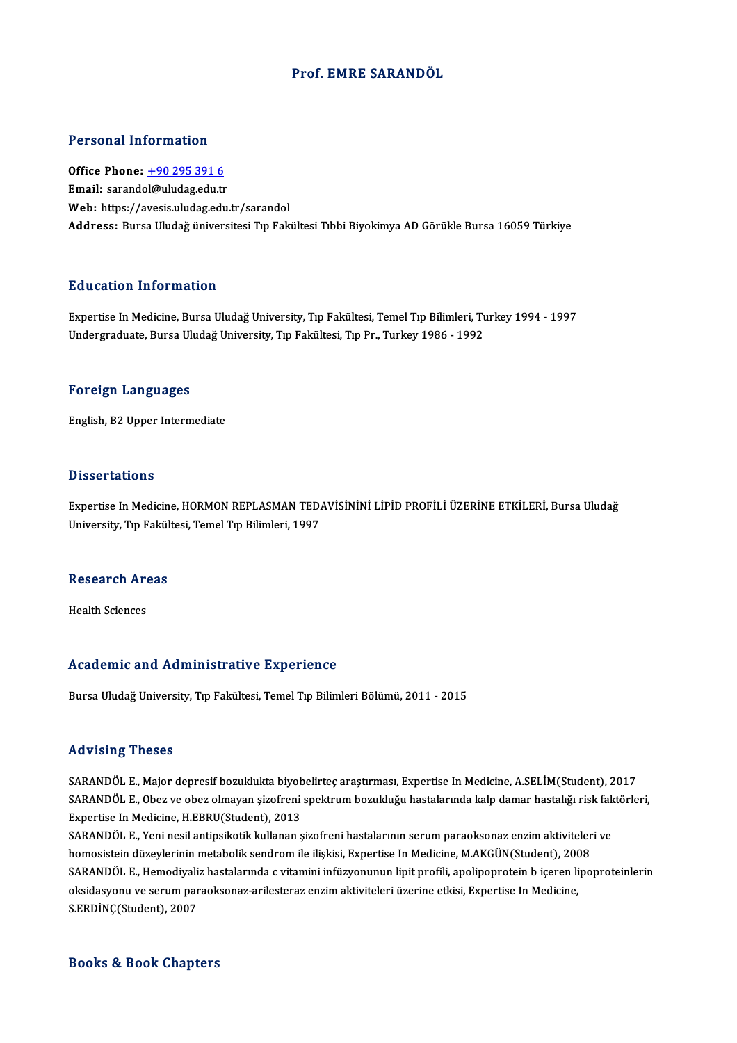# Prof. EMRE SARANDÖL

## Personal Information

**Office Phone:** +90 295 391 6
**Email:** sarandol@uludag.edu.tr
**Web:** https://avesis.uludag.edu.tr/sarandol
**Address:** Bursa Uludağ üniversitesi Tıp Fakültesi Tıbbi Biyokimya AD Görükle Bursa 16059 Türkiye

## Education Information

Expertise In Medicine, Bursa Uludağ University, Tıp Fakültesi, Temel Tıp Bilimleri, Turkey 1994 - 1997
Undergraduate, Bursa Uludağ University, Tıp Fakültesi, Tıp Pr., Turkey 1986 - 1992

## Foreign Languages

English, B2 Upper Intermediate

## Dissertations

Expertise In Medicine, HORMON REPLASMAN TEDAVİSİNİNİ LİPİD PROFİLİ ÜZERİNE ETKİLERİ, Bursa Uludağ University, Tıp Fakültesi, Temel Tıp Bilimleri, 1997

## Research Areas

Health Sciences

## Academic and Administrative Experience

Bursa Uludağ University, Tıp Fakültesi, Temel Tıp Bilimleri Bölümü, 2011 - 2015

## Advising Theses

SARANDÖL E., Major depresif bozuklukta biyobelirteç araştırması, Expertise In Medicine, A.SELİM(Student), 2017
SARANDÖL E., Obez ve obez olmayan şizofreni spektrum bozukluğu hastalarında kalp damar hastalığı risk faktörleri, Expertise In Medicine, H.EBRU(Student), 2013
SARANDÖL E., Yeni nesil antipsikotik kullanan şizofreni hastalarının serum paraoksonaz enzim aktiviteleri ve homosistein düzeylerinin metabolik sendrom ile ilişkisi, Expertise In Medicine, M.AKGÜN(Student), 2008
SARANDÖL E., Hemodiyaliz hastalarında c vitamini infüzyonunun lipit profili, apolipoprotein b içeren lipoproteinlerin oksidasyonu ve serum paraoksonaz-arilesteraz enzim aktiviteleri üzerine etkisi, Expertise In Medicine, S.ERDİNÇ(Student), 2007

## Books & Book Chapters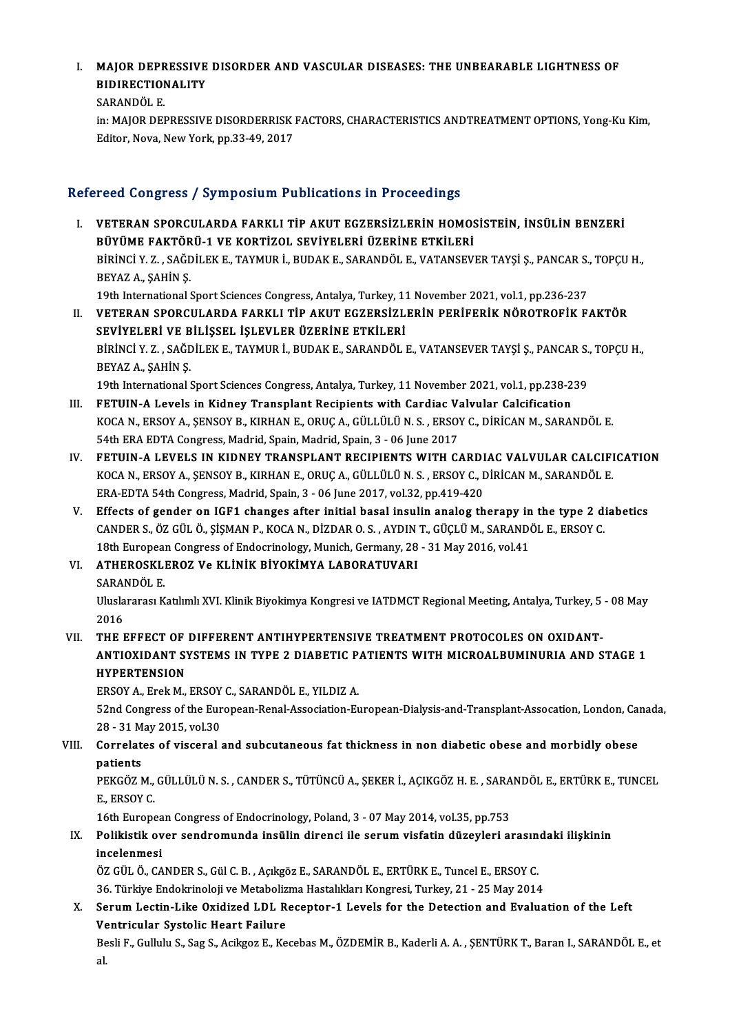I. **MAJOR DEPRESSIVE DISORDER AND VASCULAR DISEASES: THE UNBEARABLE LIGHTNESS OF BIDIRECTIONALITY**
SARANDÖL E.
in: MAJOR DEPRESSIVE DISORDERRISK FACTORS, CHARACTERISTICS ANDTREATMENT OPTIONS, Yong-Ku Kim, Editor, Nova, New York, pp.33-49, 2017

## Refereed Congress / Symposium Publications in Proceedings

I. **VETERAN SPORCULARDA FARKLI TİP AKUT EGZERSİZLERİN HOMOSİSTEİN, İNSÜLİN BENZERİ BÜYÜME FAKTÖRÜ-1 VE KORTİZOL SEVİYELERİ ÜZERİNE ETKİLERİ**
BİRİNCİ Y. Z. , SAĞDİLEK E., TAYMUR İ., BUDAK E., SARANDÖL E., VATANSEVER TAYŞİ Ş., PANCAR S., TOPÇU H., BEYAZ A., ŞAHİN Ş.
19th International Sport Sciences Congress, Antalya, Turkey, 11 November 2021, vol.1, pp.236-237

II. **VETERAN SPORCULARDA FARKLI TİP AKUT EGZERSİZLERİN PERİFERİK NÖROTROFİK FAKTÖR SEVİYELERİ VE BİLİŞSEL İŞLEVLER ÜZERİNE ETKİLERİ**
BİRİNCİ Y. Z. , SAĞDİLEK E., TAYMUR İ., BUDAK E., SARANDÖL E., VATANSEVER TAYŞİ Ş., PANCAR S., TOPÇU H., BEYAZ A., ŞAHİN Ş.
19th International Sport Sciences Congress, Antalya, Turkey, 11 November 2021, vol.1, pp.238-239

III. **FETUIN-A Levels in Kidney Transplant Recipients with Cardiac Valvular Calcification**
KOCA N., ERSOY A., ŞENSOY B., KIRHAN E., ORUÇ A., GÜLLÜLÜ N. S. , ERSOY C., DİRİCAN M., SARANDÖL E.
54th ERA EDTA Congress, Madrid, Spain, Madrid, Spain, 3 - 06 June 2017

IV. **FETUIN-A LEVELS IN KIDNEY TRANSPLANT RECIPIENTS WITH CARDIAC VALVULAR CALCIFICATION**
KOCA N., ERSOY A., ŞENSOY B., KIRHAN E., ORUÇ A., GÜLLÜLÜ N. S. , ERSOY C., DİRİCAN M., SARANDÖL E.
ERA-EDTA 54th Congress, Madrid, Spain, 3 - 06 June 2017, vol.32, pp.419-420

V. **Effects of gender on IGF1 changes after initial basal insulin analog therapy in the type 2 diabetics**
CANDER S., ÖZ GÜL Ö., ŞİŞMAN P., KOCA N., DİZDAR O. S. , AYDIN T., GÜÇLÜ M., SARANDÖL E., ERSOY C.
18th European Congress of Endocrinology, Munich, Germany, 28 - 31 May 2016, vol.41

VI. **ATHEROSKLEROZ Ve KLİNİK BİYOKİMYA LABORATUVARI**
SARANDÖL E.
Uluslararası Katılımlı XVI. Klinik Biyokimya Kongresi ve IATDMCT Regional Meeting, Antalya, Turkey, 5 - 08 May 2016

VII. **THE EFFECT OF DIFFERENT ANTIHYPERTENSIVE TREATMENT PROTOCOLES ON OXIDANT-ANTIOXIDANT SYSTEMS IN TYPE 2 DIABETIC PATIENTS WITH MICROALBUMINURIA AND STAGE 1 HYPERTENSION**
ERSOY A., Erek M., ERSOY C., SARANDÖL E., YILDIZ A.
52nd Congress of the European-Renal-Association-European-Dialysis-and-Transplant-Assocation, London, Canada, 28 - 31 May 2015, vol.30

VIII. **Correlates of visceral and subcutaneous fat thickness in non diabetic obese and morbidly obese patients**
PEKGÖZ M., GÜLLÜLÜ N. S. , CANDER S., TÜTÜNCÜ A., ŞEKER İ., AÇIKGÖZ H. E. , SARANDÖL E., ERTÜRK E., TUNCEL E., ERSOY C.
16th European Congress of Endocrinology, Poland, 3 - 07 May 2014, vol.35, pp.753

IX. **Polikistik over sendromunda insülin direnci ile serum visfatin düzeyleri arasındaki ilişkinin incelenmesi**
ÖZ GÜL Ö., CANDER S., Gül C. B. , Açıkgöz E., SARANDÖL E., ERTÜRK E., Tuncel E., ERSOY C.
36. Türkiye Endokrinoloji ve Metabolizma Hastalıkları Kongresi, Turkey, 21 - 25 May 2014

X. **Serum Lectin-Like Oxidized LDL Receptor-1 Levels for the Detection and Evaluation of the Left Ventricular Systolic Heart Failure**
Besli F., Gullulu S., Sag S., Acikgoz E., Kecebas M., ÖZDEMİR B., Kaderli A. A. , ŞENTÜRK T., Baran I., SARANDÖL E., et al.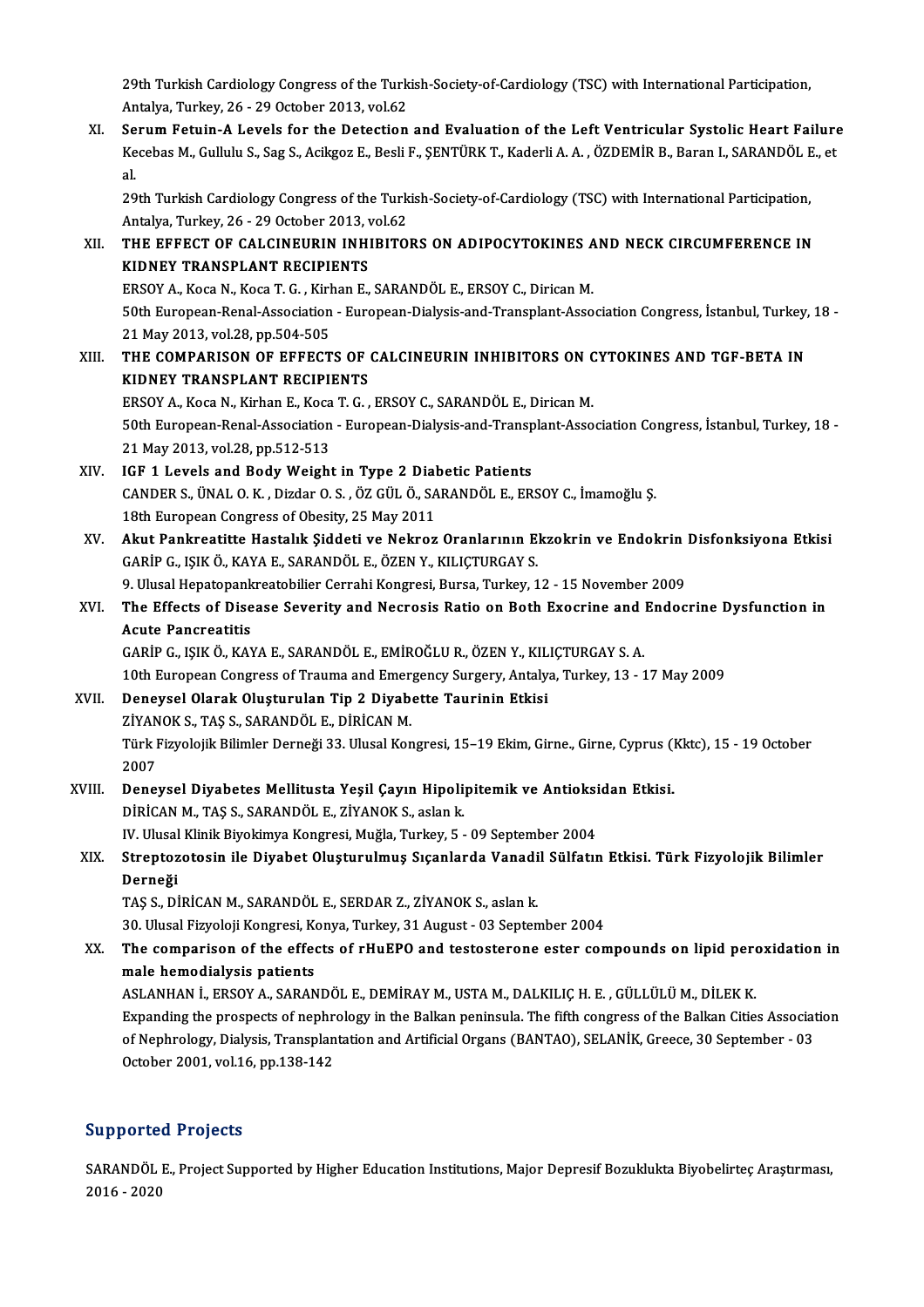29th Turkish Cardiology Congress of the Turkish-Society-of-Cardiology (TSC) with International Participation, Antalya, Turkey, 26 - 29 October 2013, vol.62

XI. **Serum Fetuin-A Levels for the Detection and Evaluation of the Left Ventricular Systolic Heart Failure**
Kecebas M., Gullulu S., Sag S., Acikgoz E., Besli F., ŞENTÜRK T., Kaderli A. A. , ÖZDEMİR B., Baran I., SARANDÖL E., et al.
29th Turkish Cardiology Congress of the Turkish-Society-of-Cardiology (TSC) with International Participation, Antalya, Turkey, 26 - 29 October 2013, vol.62

XII. **THE EFFECT OF CALCINEURIN INHIBITORS ON ADIPOCYTOKINES AND NECK CIRCUMFERENCE IN KIDNEY TRANSPLANT RECIPIENTS**
ERSOY A., Koca N., Koca T. G. , Kirhan E., SARANDÖL E., ERSOY C., Dirican M.
50th European-Renal-Association - European-Dialysis-and-Transplant-Association Congress, İstanbul, Turkey, 18 - 21 May 2013, vol.28, pp.504-505

XIII. **THE COMPARISON OF EFFECTS OF CALCINEURIN INHIBITORS ON CYTOKINES AND TGF-BETA IN KIDNEY TRANSPLANT RECIPIENTS**
ERSOY A., Koca N., Kirhan E., Koca T. G. , ERSOY C., SARANDÖL E., Dirican M.
50th European-Renal-Association - European-Dialysis-and-Transplant-Association Congress, İstanbul, Turkey, 18 - 21 May 2013, vol.28, pp.512-513

XIV. **IGF 1 Levels and Body Weight in Type 2 Diabetic Patients**
CANDER S., ÜNAL O. K. , Dizdar O. S. , ÖZ GÜL Ö., SARANDÖL E., ERSOY C., İmamoğlu Ş.
18th European Congress of Obesity, 25 May 2011

XV. **Akut Pankreatitte Hastalık Şiddeti ve Nekroz Oranlarının Ekzokrin ve Endokrin Disfonksiyona Etkisi**
GARİP G., IŞIK Ö., KAYA E., SARANDÖL E., ÖZEN Y., KILIÇTURGAY S.
9. Ulusal Hepatopankreatobilier Cerrahi Kongresi, Bursa, Turkey, 12 - 15 November 2009

XVI. **The Effects of Disease Severity and Necrosis Ratio on Both Exocrine and Endocrine Dysfunction in Acute Pancreatitis**
GARİP G., IŞIK Ö., KAYA E., SARANDÖL E., EMİROĞLU R., ÖZEN Y., KILIÇTURGAY S. A.
10th European Congress of Trauma and Emergency Surgery, Antalya, Turkey, 13 - 17 May 2009

XVII. **Deneysel Olarak Oluşturulan Tip 2 Diyabette Taurinin Etkisi**
ZİYANOK S., TAŞ S., SARANDÖL E., DİRİCAN M.
Türk Fizyolojik Bilimler Derneği 33. Ulusal Kongresi, 15–19 Ekim, Girne., Girne, Cyprus (Kktc), 15 - 19 October 2007

XVIII. **Deneysel Diyabetes Mellitusta Yeşil Çayın Hipolipitemik ve Antioksidan Etkisi.**
DİRİCAN M., TAŞ S., SARANDÖL E., ZİYANOK S., aslan k.
IV. Ulusal Klinik Biyokimya Kongresi, Muğla, Turkey, 5 - 09 September 2004

XIX. **Streptozotosin ile Diyabet Oluşturulmuş Sıçanlarda Vanadil Sülfatın Etkisi. Türk Fizyolojik Bilimler Derneği**
TAŞ S., DİRİCAN M., SARANDÖL E., SERDAR Z., ZİYANOK S., aslan k.
30. Ulusal Fizyoloji Kongresi, Konya, Turkey, 31 August - 03 September 2004

XX. **The comparison of the effects of rHuEPO and testosterone ester compounds on lipid peroxidation in male hemodialysis patients**
ASLANHAN İ., ERSOY A., SARANDÖL E., DEMİRAY M., USTA M., DALKILIÇ H. E. , GÜLLÜLÜ M., DİLEK K.
Expanding the prospects of nephrology in the Balkan peninsula. The fifth congress of the Balkan Cities Association of Nephrology, Dialysis, Transplantation and Artificial Organs (BANTAO), SELANİK, Greece, 30 September - 03 October 2001, vol.16, pp.138-142

## Supported Projects

SARANDÖL E., Project Supported by Higher Education Institutions, Major Depresif Bozuklukta Biyobelirteç Araştırması, 2016 - 2020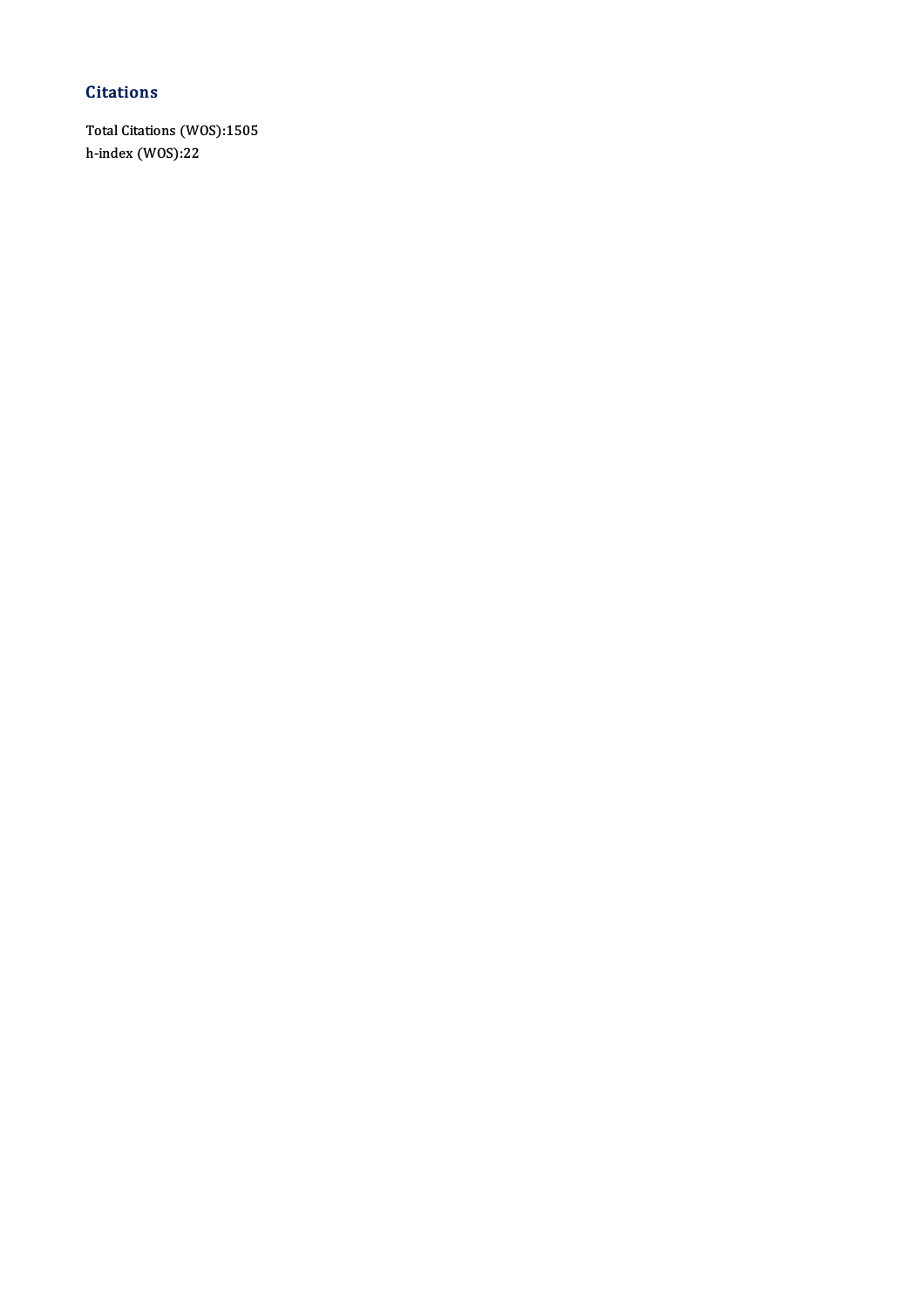## Citations

Total Citations (WOS):1505
h-index (WOS):22